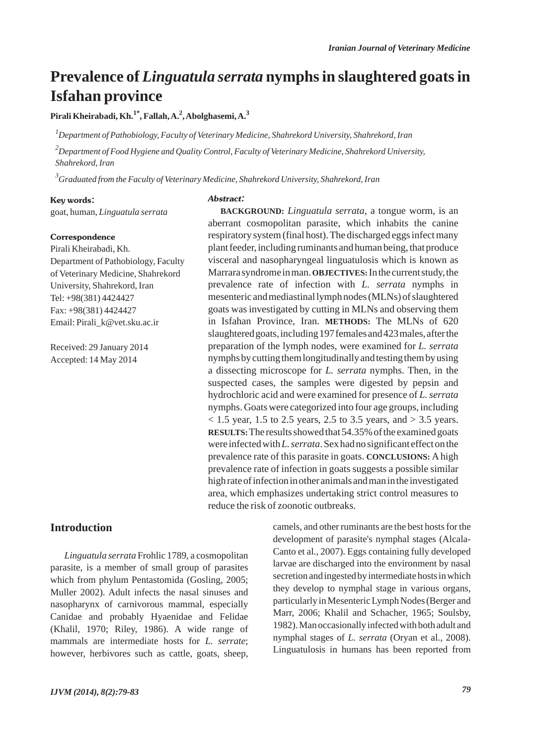# Prevalence of *Linguatula serrata* nymphs in slaughtered goats in Isfahan province

**Pirali Kheirabadi, Kh.[1*], Fallah, A.[2], Abolghasemi, A.[3]**

[1] *Department of Pathobiology, Faculty of Veterinary Medicine, Shahrekord University, Shahrekord, Iran*

[2] *Department of Food Hygiene and Quality Control, Faculty of Veterinary Medicine, Shahrekord University, Shahrekord, Iran*

[3] *Graduated from the Faculty of Veterinary Medicine, Shahrekord University, Shahrekord, Iran*

**Key words:**
goat, human, *Linguatula serrata*

**Correspondence**
Pirali Kheirabadi, Kh.
Department of Pathobiology, Faculty of Veterinary Medicine, Shahrekord University, Shahrekord, Iran
Tel: +98(381) 4424427
Fax: +98(381) 4424427
Email: Pirali_k@vet.sku.ac.ir

Received: 29 January 2014
Accepted: 14 May 2014

***Abstract:***

**BACKGROUND:** *Linguatula serrata*, a tongue worm, is an aberrant cosmopolitan parasite, which inhabits the canine respiratory system (final host). The discharged eggs infect many plant feeder, including ruminants and human being, that produce visceral and nasopharyngeal linguatulosis which is known as Marrara syndrome in man. **OBJECTIVES:** In the current study, the prevalence rate of infection with *L. serrata* nymphs in mesenteric and mediastinal lymph nodes (MLNs) of slaughtered goats was investigated by cutting in MLNs and observing them in Isfahan Province, Iran. **METHODS:** The MLNs of 620 slaughtered goats, including 197 females and 423 males, after the preparation of the lymph nodes, were examined for *L. serrata* nymphs by cutting them longitudinally and testing them by using a dissecting microscope for *L. serrata* nymphs. Then, in the suspected cases, the samples were digested by pepsin and hydrochloric acid and were examined for presence of *L. serrata* nymphs. Goats were categorized into four age groups, including < 1.5 year, 1.5 to 2.5 years, 2.5 to 3.5 years, and > 3.5 years. **RESULTS:** The results showed that 54.35% of the examined goats were infected with *L. serrata*. Sex had no significant effect on the prevalence rate of this parasite in goats. **CONCLUSIONS:** A high prevalence rate of infection in goats suggests a possible similar high rate of infection in other animals and man in the investigated area, which emphasizes undertaking strict control measures to reduce the risk of zoonotic outbreaks.

## Introduction

*Linguatula serrata* Frohlic 1789, a cosmopolitan parasite, is a member of small group of parasites which from phylum Pentastomida (Gosling, 2005; Muller 2002). Adult infects the nasal sinuses and nasopharynx of carnivorous mammal, especially Canidae and probably Hyaenidae and Felidae (Khalil, 1970; Riley, 1986). A wide range of mammals are intermediate hosts for *L. serrate*; however, herbivores such as cattle, goats, sheep, camels, and other ruminants are the best hosts for the development of parasite's nymphal stages (Alcala-Canto et al., 2007). Eggs containing fully developed larvae are discharged into the environment by nasal secretion and ingested by intermediate hosts in which they develop to nymphal stage in various organs, particularly in Mesenteric Lymph Nodes (Berger and Marr, 2006; Khalil and Schacher, 1965; Soulsby, 1982). Man occasionally infected with both adult and nymphal stages of *L. serrata* (Oryan et al., 2008). Linguatulosis in humans has been reported from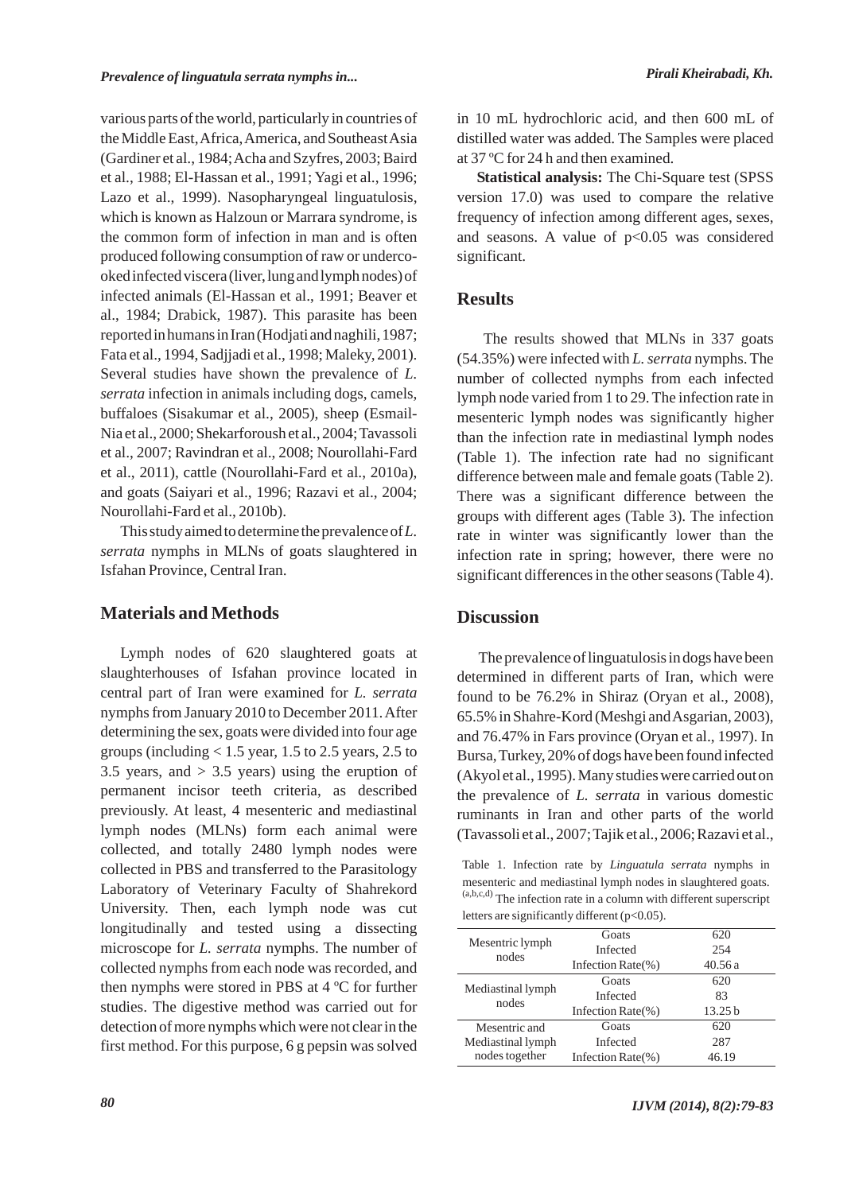various parts of the world, particularly in countries of the Middle East, Africa, America, and Southeast Asia (Gardiner et al., 1984; Acha and Szyfres, 2003; Baird et al., 1988; El-Hassan et al., 1991; Yagi et al., 1996; Lazo et al., 1999). Nasopharyngeal linguatulosis, which is known as Halzoun or Marrara syndrome, is the common form of infection in man and is often produced following consumption of raw or undercooked infected viscera (liver, lung and lymph nodes) of infected animals (El-Hassan et al., 1991; Beaver et al., 1984; Drabick, 1987). This parasite has been reported in humans in Iran (Hodjati and naghili, 1987; Fata et al., 1994, Sadjjadi et al., 1998; Maleky, 2001). Several studies have shown the prevalence of *L. serrata* infection in animals including dogs, camels, buffaloes (Sisakumar et al., 2005), sheep (Esmail-Nia et al., 2000; Shekarforoush et al., 2004; Tavassoli et al., 2007; Ravindran et al., 2008; Nourollahi-Fard et al., 2011), cattle (Nourollahi-Fard et al., 2010a), and goats (Saiyari et al., 1996; Razavi et al., 2004; Nourollahi-Fard et al., 2010b).

This study aimed to determine the prevalence of *L. serrata* nymphs in MLNs of goats slaughtered in Isfahan Province, Central Iran.

## Materials and Methods

Lymph nodes of 620 slaughtered goats at slaughterhouses of Isfahan province located in central part of Iran were examined for *L. serrata* nymphs from January 2010 to December 2011. After determining the sex, goats were divided into four age groups (including < 1.5 year, 1.5 to 2.5 years, 2.5 to 3.5 years, and > 3.5 years) using the eruption of permanent incisor teeth criteria, as described previously. At least, 4 mesenteric and mediastinal lymph nodes (MLNs) form each animal were collected, and totally 2480 lymph nodes were collected in PBS and transferred to the Parasitology Laboratory of Veterinary Faculty of Shahrekord University. Then, each lymph node was cut longitudinally and tested using a dissecting microscope for *L. serrata* nymphs. The number of collected nymphs from each node was recorded, and then nymphs were stored in PBS at 4 ºC for further studies. The digestive method was carried out for detection of more nymphs which were not clear in the first method. For this purpose, 6 g pepsin was solved in 10 mL hydrochloric acid, and then 600 mL of distilled water was added. The Samples were placed at 37 ºC for 24 h and then examined.

**Statistical analysis:** The Chi-Square test (SPSS version 17.0) was used to compare the relative frequency of infection among different ages, sexes, and seasons. A value of $p<0.05$ was considered significant.

## Results

The results showed that MLNs in 337 goats (54.35%) were infected with *L. serrata* nymphs. The number of collected nymphs from each infected lymph node varied from 1 to 29. The infection rate in mesenteric lymph nodes was significantly higher than the infection rate in mediastinal lymph nodes (Table 1). The infection rate had no significant difference between male and female goats (Table 2). There was a significant difference between the groups with different ages (Table 3). The infection rate in winter was significantly lower than the infection rate in spring; however, there were no significant differences in the other seasons (Table 4).

## Discussion

The prevalence of linguatulosis in dogs have been determined in different parts of Iran, which were found to be 76.2% in Shiraz (Oryan et al., 2008), 65.5% in Shahre-Kord (Meshgi and Asgarian, 2003), and 76.47% in Fars province (Oryan et al., 1997). In Bursa, Turkey, 20% of dogs have been found infected (Akyol et al., 1995). Many studies were carried out on the prevalence of *L. serrata* in various domestic ruminants in Iran and other parts of the world (Tavassoli et al., 2007; Tajik et al., 2006; Razavi et al.,

Table 1. Infection rate by *Linguatula serrata* nymphs in mesenteric and mediastinal lymph nodes in slaughtered goats. [(a,b,c,d)] The infection rate in a column with different superscript letters are significantly different ($p<0.05$).

| | | |
|---|---|---|
| Mesentric lymph nodes | Goats | 620 |
| | Infected | 254 |
| | Infection Rate(%) | 40.56 a |
| Mediastinal lymph nodes | Goats | 620 |
| | Infected | 83 |
| | Infection Rate(%) | 13.25 b |
| Mesentric and Mediastinal lymph nodes together | Goats | 620 |
| | Infected | 287 |
| | Infection Rate(%) | 46.19 |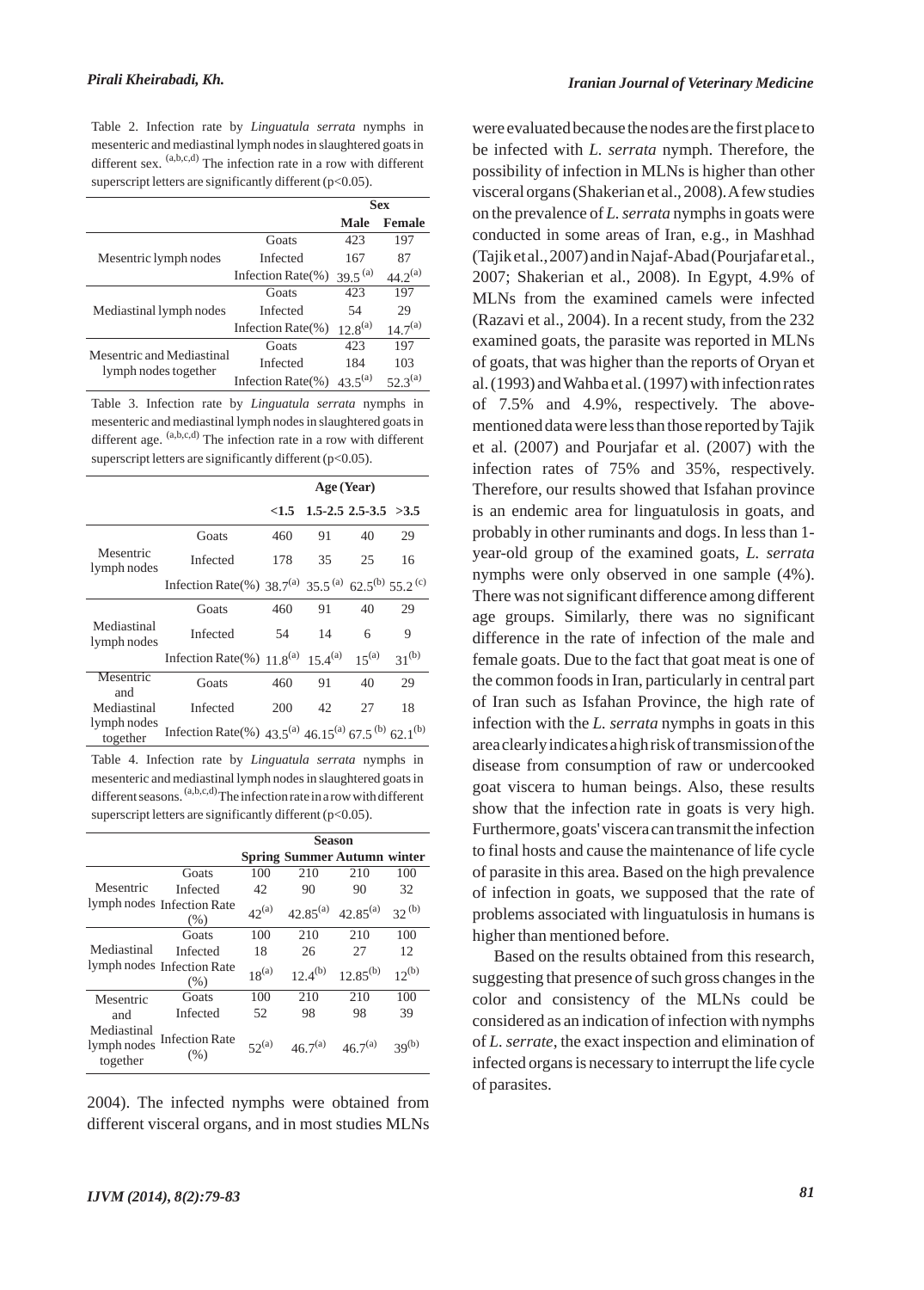Table 2. Infection rate by *Linguatula serrata* nymphs in mesenteric and mediastinal lymph nodes in slaughtered goats in different sex. (a,b,c,d) The infection rate in a row with different superscript letters are significantly different ($p<0.05$).

| | | Sex | |
|---|---|---|---|
| | | **Male** | **Female** |
| Mesentric lymph nodes | Goats | 423 | 197 |
| | Infected | 167 | 87 |
| | Infection Rate(%) | 39.5 (a) | 44.2(a) |
| Mediastinal lymph nodes | Goats | 423 | 197 |
| | Infected | 54 | 29 |
| | Infection Rate(%) | 12.8(a) | 14.7(a) |
| Mesentric and Mediastinal lymph nodes together | Goats | 423 | 197 |
| | Infected | 184 | 103 |
| | Infection Rate(%) | 43.5(a) | 52.3(a) |

Table 3. Infection rate by *Linguatula serrata* nymphs in mesenteric and mediastinal lymph nodes in slaughtered goats in different age. (a,b,c,d) The infection rate in a row with different superscript letters are significantly different ($p<0.05$).

| | | Age (Year) | | | |
|---|---|---|---|---|---|
| | | **<1.5** | **1.5-2.5** | **2.5-3.5** | **>3.5** |
| Mesentric lymph nodes | Goats | 460 | 91 | 40 | 29 |
| | Infected | 178 | 35 | 25 | 16 |
| | Infection Rate(%) | 38.7(a) | 35.5 (a) | 62.5(b) | 55.2 (c) |
| Mediastinal lymph nodes | Goats | 460 | 91 | 40 | 29 |
| | Infected | 54 | 14 | 6 | 9 |
| | Infection Rate(%) | 11.8(a) | 15.4(a) | 15(a) | 31(b) |
| Mesentric and Mediastinal lymph nodes together | Goats | 460 | 91 | 40 | 29 |
| | Infected | 200 | 42 | 27 | 18 |
| | Infection Rate(%) | 43.5(a) | 46.15(a) | 67.5 (b) | 62.1(b) |

Table 4. Infection rate by *Linguatula serrata* nymphs in mesenteric and mediastinal lymph nodes in slaughtered goats in different seasons. (a,b,c,d) The infection rate in a row with different superscript letters are significantly different ($p<0.05$).

| | | Season | | | |
|---|---|---|---|---|---|
| | | **Spring** | **Summer** | **Autumn** | **winter** |
| Mesentric lymph nodes | Goats | 100 | 210 | 210 | 100 |
| | Infected | 42 | 90 | 90 | 32 |
| | Infection Rate (%) | 42(a) | 42.85(a) | 42.85(a) | 32 (b) |
| Mediastinal lymph nodes | Goats | 100 | 210 | 210 | 100 |
| | Infected | 18 | 26 | 27 | 12 |
| | Infection Rate (%) | 18(a) | 12.4(b) | 12.85(b) | 12(b) |
| Mesentric and Mediastinal lymph nodes together | Goats | 100 | 210 | 210 | 100 |
| | Infected | 52 | 98 | 98 | 39 |
| | Infection Rate (%) | 52(a) | 46.7(a) | 46.7(a) | 39(b) |

2004). The infected nymphs were obtained from different visceral organs, and in most studies MLNs were evaluated because the nodes are the first place to be infected with *L. serrata* nymph. Therefore, the possibility of infection in MLNs is higher than other visceral organs (Shakerian et al., 2008). A few studies on the prevalence of *L. serrata* nymphs in goats were conducted in some areas of Iran, e.g., in Mashhad (Tajik et al., 2007) and in Najaf-Abad (Pourjafar et al., 2007; Shakerian et al., 2008). In Egypt, 4.9% of MLNs from the examined camels were infected (Razavi et al., 2004). In a recent study, from the 232 examined goats, the parasite was reported in MLNs of goats, that was higher than the reports of Oryan et al. (1993) and Wahba et al. (1997) with infection rates of 7.5% and 4.9%, respectively. The above-mentioned data were less than those reported by Tajik et al. (2007) and Pourjafar et al. (2007) with the infection rates of 75% and 35%, respectively. Therefore, our results showed that Isfahan province is an endemic area for linguatulosis in goats, and probably in other ruminants and dogs. In less than 1-year-old group of the examined goats, *L. serrata* nymphs were only observed in one sample (4%). There was not significant difference among different age groups. Similarly, there was no significant difference in the rate of infection of the male and female goats. Due to the fact that goat meat is one of the common foods in Iran, particularly in central part of Iran such as Isfahan Province, the high rate of infection with the *L. serrata* nymphs in goats in this area clearly indicates a high risk of transmission of the disease from consumption of raw or undercooked goat viscera to human beings. Also, these results show that the infection rate in goats is very high. Furthermore, goats' viscera can transmit the infection to final hosts and cause the maintenance of life cycle of parasite in this area. Based on the high prevalence of infection in goats, we supposed that the rate of problems associated with linguatulosis in humans is higher than mentioned before.

Based on the results obtained from this research, suggesting that presence of such gross changes in the color and consistency of the MLNs could be considered as an indication of infection with nymphs of *L. serrate*, the exact inspection and elimination of infected organs is necessary to interrupt the life cycle of parasites.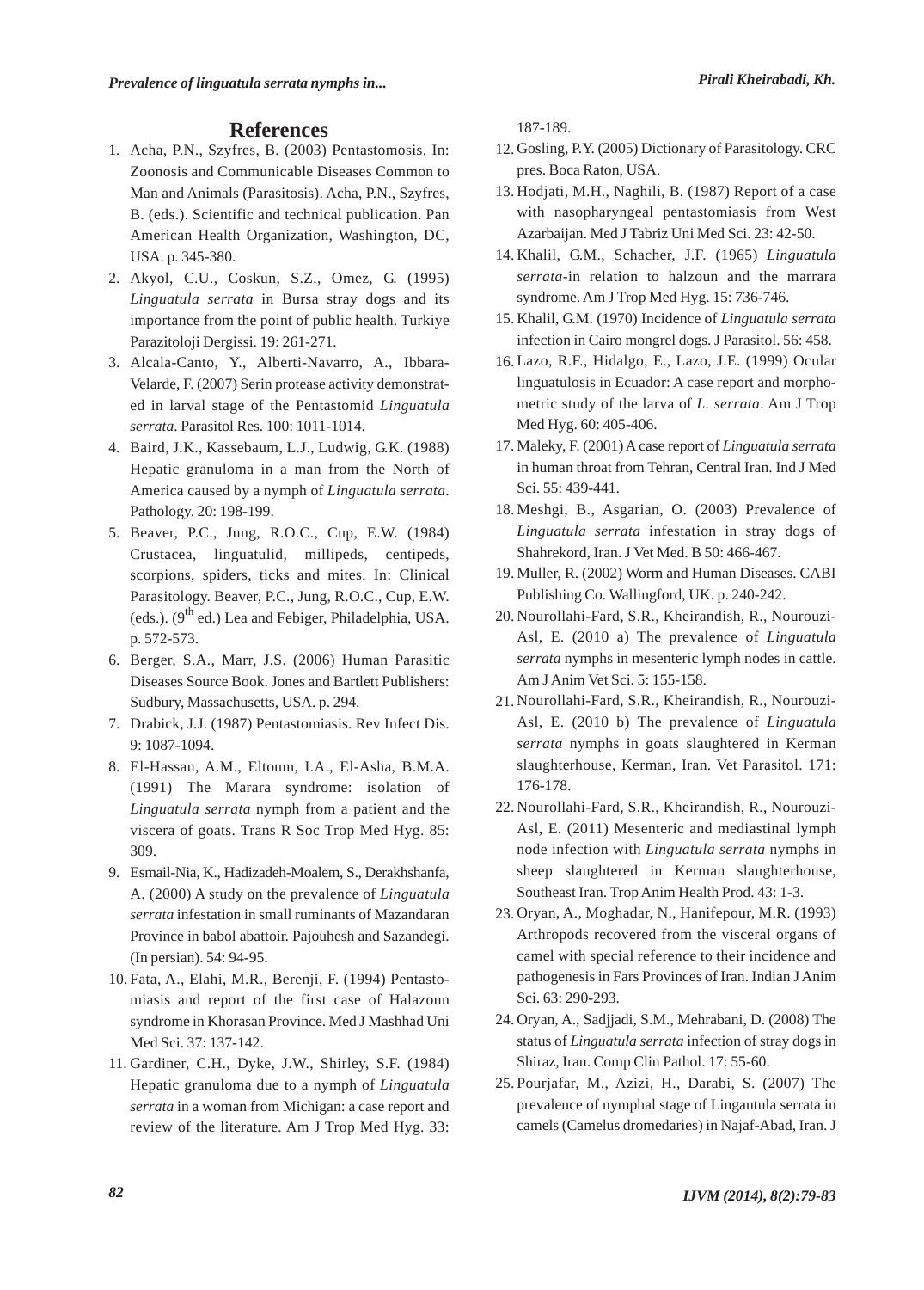## References

1. Acha, P.N., Szyfres, B. (2003) Pentastomosis. In: Zoonosis and Communicable Diseases Common to Man and Animals (Parasitosis). Acha, P.N., Szyfres, B. (eds.). Scientific and technical publication. Pan American Health Organization, Washington, DC, USA. p. 345-380.
2. Akyol, C.U., Coskun, S.Z., Omez, G. (1995) *Linguatula serrata* in Bursa stray dogs and its importance from the point of public health. Turkiye Parazitoloji Dergissi. 19: 261-271.
3. Alcala-Canto, Y., Alberti-Navarro, A., Ibbara-Velarde, F. (2007) Serin protease activity demonstrated in larval stage of the Pentastomid *Linguatula serrata*. Parasitol Res. 100: 1011-1014.
4. Baird, J.K., Kassebaum, L.J., Ludwig, G.K. (1988) Hepatic granuloma in a man from the North of America caused by a nymph of *Linguatula serrata*. Pathology. 20: 198-199.
5. Beaver, P.C., Jung, R.O.C., Cup, E.W. (1984) Crustacea, linguatulid, millipeds, centipeds, scorpions, spiders, ticks and mites. In: Clinical Parasitology. Beaver, P.C., Jung, R.O.C., Cup, E.W. (eds.). (9th ed.) Lea and Febiger, Philadelphia, USA. p. 572-573.
6. Berger, S.A., Marr, J.S. (2006) Human Parasitic Diseases Source Book. Jones and Bartlett Publishers: Sudbury, Massachusetts, USA. p. 294.
7. Drabick, J.J. (1987) Pentastomiasis. Rev Infect Dis. 9: 1087-1094.
8. El-Hassan, A.M., Eltoum, I.A., El-Asha, B.M.A. (1991) The Marara syndrome: isolation of *Linguatula serrata* nymph from a patient and the viscera of goats. Trans R Soc Trop Med Hyg. 85: 309.
9. Esmail-Nia, K., Hadizadeh-Moalem, S., Derakhshanfa, A. (2000) A study on the prevalence of *Linguatula serrata* infestation in small ruminants of Mazandaran Province in babol abattoir. Pajouhesh and Sazandegi. (In persian). 54: 94-95.
10. Fata, A., Elahi, M.R., Berenji, F. (1994) Pentastomiasis and report of the first case of Halazoun syndrome in Khorasan Province. Med J Mashhad Uni Med Sci. 37: 137-142.
11. Gardiner, C.H., Dyke, J.W., Shirley, S.F. (1984) Hepatic granuloma due to a nymph of *Linguatula serrata* in a woman from Michigan: a case report and review of the literature. Am J Trop Med Hyg. 33: 187-189.
12. Gosling, P.Y. (2005) Dictionary of Parasitology. CRC pres. Boca Raton, USA.
13. Hodjati, M.H., Naghili, B. (1987) Report of a case with nasopharyngeal pentastomiasis from West Azarbaijan. Med J Tabriz Uni Med Sci. 23: 42-50.
14. Khalil, G.M., Schacher, J.F. (1965) *Linguatula serrata*-in relation to halzoun and the marrara syndrome. Am J Trop Med Hyg. 15: 736-746.
15. Khalil, G.M. (1970) Incidence of *Linguatula serrata* infection in Cairo mongrel dogs. J Parasitol. 56: 458.
16. Lazo, R.F., Hidalgo, E., Lazo, J.E. (1999) Ocular linguatulosis in Ecuador: A case report and morphometric study of the larva of *L. serrata*. Am J Trop Med Hyg. 60: 405-406.
17. Maleky, F. (2001) A case report of *Linguatula serrata* in human throat from Tehran, Central Iran. Ind J Med Sci. 55: 439-441.
18. Meshgi, B., Asgarian, O. (2003) Prevalence of *Linguatula serrata* infestation in stray dogs of Shahrekord, Iran. J Vet Med. B 50: 466-467.
19. Muller, R. (2002) Worm and Human Diseases. CABI Publishing Co. Wallingford, UK. p. 240-242.
20. Nourollahi-Fard, S.R., Kheirandish, R., Nourouzi-Asl, E. (2010 a) The prevalence of *Linguatula serrata* nymphs in mesenteric lymph nodes in cattle. Am J Anim Vet Sci. 5: 155-158.
21. Nourollahi-Fard, S.R., Kheirandish, R., Nourouzi-Asl, E. (2010 b) The prevalence of *Linguatula serrata* nymphs in goats slaughtered in Kerman slaughterhouse, Kerman, Iran. Vet Parasitol. 171: 176-178.
22. Nourollahi-Fard, S.R., Kheirandish, R., Nourouzi-Asl, E. (2011) Mesenteric and mediastinal lymph node infection with *Linguatula serrata* nymphs in sheep slaughtered in Kerman slaughterhouse, Southeast Iran. Trop Anim Health Prod. 43: 1-3.
23. Oryan, A., Moghadar, N., Hanifepour, M.R. (1993) Arthropods recovered from the visceral organs of camel with special reference to their incidence and pathogenesis in Fars Provinces of Iran. Indian J Anim Sci. 63: 290-293.
24. Oryan, A., Sadjjadi, S.M., Mehrabani, D. (2008) The status of *Linguatula serrata* infection of stray dogs in Shiraz, Iran. Comp Clin Pathol. 17: 55-60.
25. Pourjafar, M., Azizi, H., Darabi, S. (2007) The prevalence of nymphal stage of Lingautula serrata in camels (Camelus dromedaries) in Najaf-Abad, Iran. J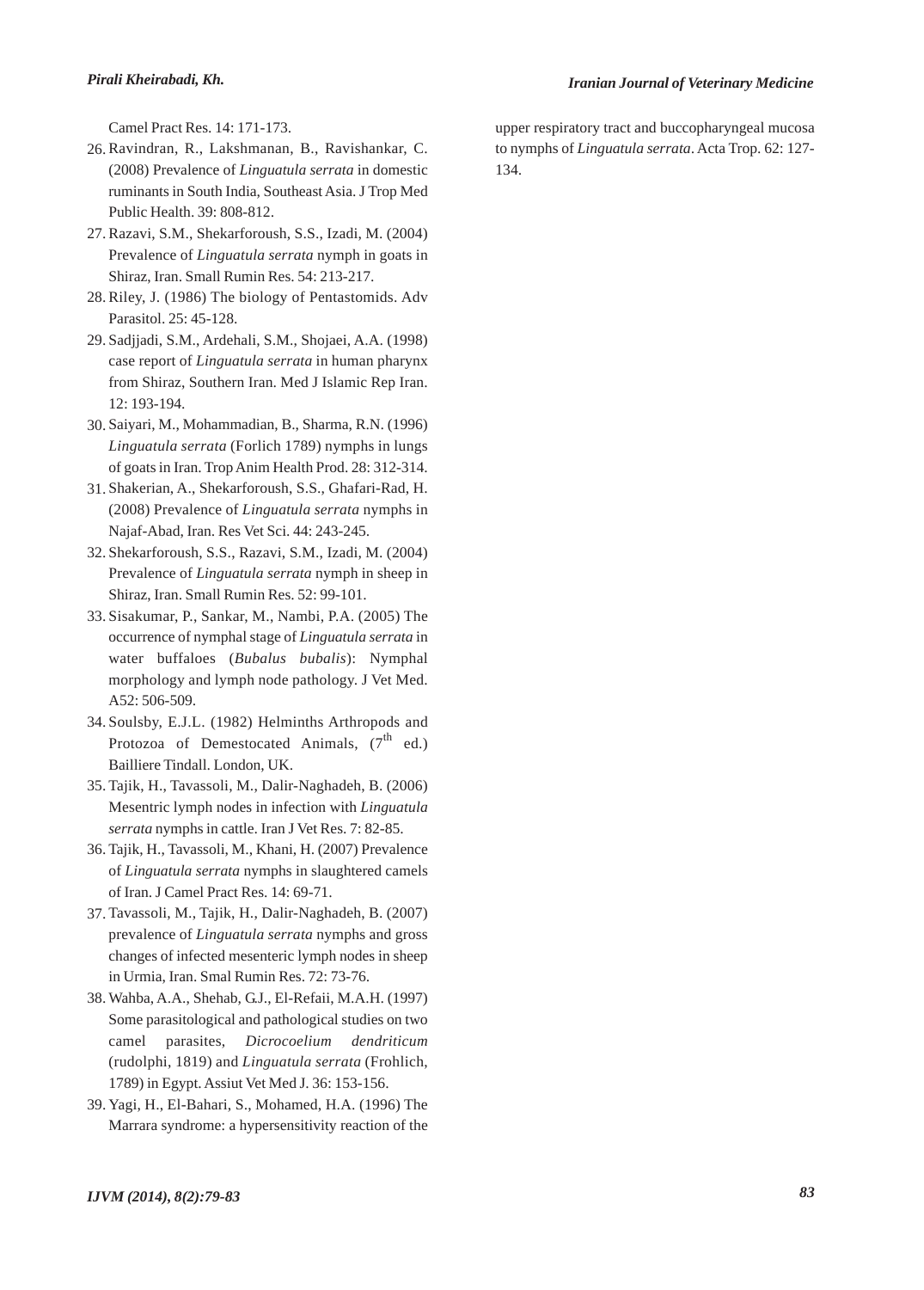Camel Pract Res. 14: 171-173.

26. Ravindran, R., Lakshmanan, B., Ravishankar, C. (2008) Prevalence of *Linguatula serrata* in domestic ruminants in South India, Southeast Asia. J Trop Med Public Health. 39: 808-812.
27. Razavi, S.M., Shekarforoush, S.S., Izadi, M. (2004) Prevalence of *Linguatula serrata* nymph in goats in Shiraz, Iran. Small Rumin Res. 54: 213-217.
28. Riley, J. (1986) The biology of Pentastomids. Adv Parasitol. 25: 45-128.
29. Sadjjadi, S.M., Ardehali, S.M., Shojaei, A.A. (1998) case report of *Linguatula serrata* in human pharynx from Shiraz, Southern Iran. Med J Islamic Rep Iran. 12: 193-194.
30. Saiyari, M., Mohammadian, B., Sharma, R.N. (1996) *Linguatula serrata* (Forlich 1789) nymphs in lungs of goats in Iran. Trop Anim Health Prod. 28: 312-314.
31. Shakerian, A., Shekarforoush, S.S., Ghafari-Rad, H. (2008) Prevalence of *Linguatula serrata* nymphs in Najaf-Abad, Iran. Res Vet Sci. 44: 243-245.
32. Shekarforoush, S.S., Razavi, S.M., Izadi, M. (2004) Prevalence of *Linguatula serrata* nymph in sheep in Shiraz, Iran. Small Rumin Res. 52: 99-101.
33. Sisakumar, P., Sankar, M., Nambi, P.A. (2005) The occurrence of nymphal stage of *Linguatula serrata* in water buffaloes (*Bubalus bubalis*): Nymphal morphology and lymph node pathology. J Vet Med. A52: 506-509.
34. Soulsby, E.J.L. (1982) Helminths Arthropods and Protozoa of Demestocated Animals, (7$^{th}$ ed.) Bailliere Tindall. London, UK.
35. Tajik, H., Tavassoli, M., Dalir-Naghadeh, B. (2006) Mesentric lymph nodes in infection with *Linguatula serrata* nymphs in cattle. Iran J Vet Res. 7: 82-85.
36. Tajik, H., Tavassoli, M., Khani, H. (2007) Prevalence of *Linguatula serrata* nymphs in slaughtered camels of Iran. J Camel Pract Res. 14: 69-71.
37. Tavassoli, M., Tajik, H., Dalir-Naghadeh, B. (2007) prevalence of *Linguatula serrata* nymphs and gross changes of infected mesenteric lymph nodes in sheep in Urmia, Iran. Smal Rumin Res. 72: 73-76.
38. Wahba, A.A., Shehab, G.J., El-Refaii, M.A.H. (1997) Some parasitological and pathological studies on two camel parasites, *Dicrocoelium dendriticum* (rudolphi, 1819) and *Linguatula serrata* (Frohlich, 1789) in Egypt. Assiut Vet Med J. 36: 153-156.
39. Yagi, H., El-Bahari, S., Mohamed, H.A. (1996) The Marrara syndrome: a hypersensitivity reaction of the upper respiratory tract and buccopharyngeal mucosa to nymphs of *Linguatula serrata*. Acta Trop. 62: 127-134.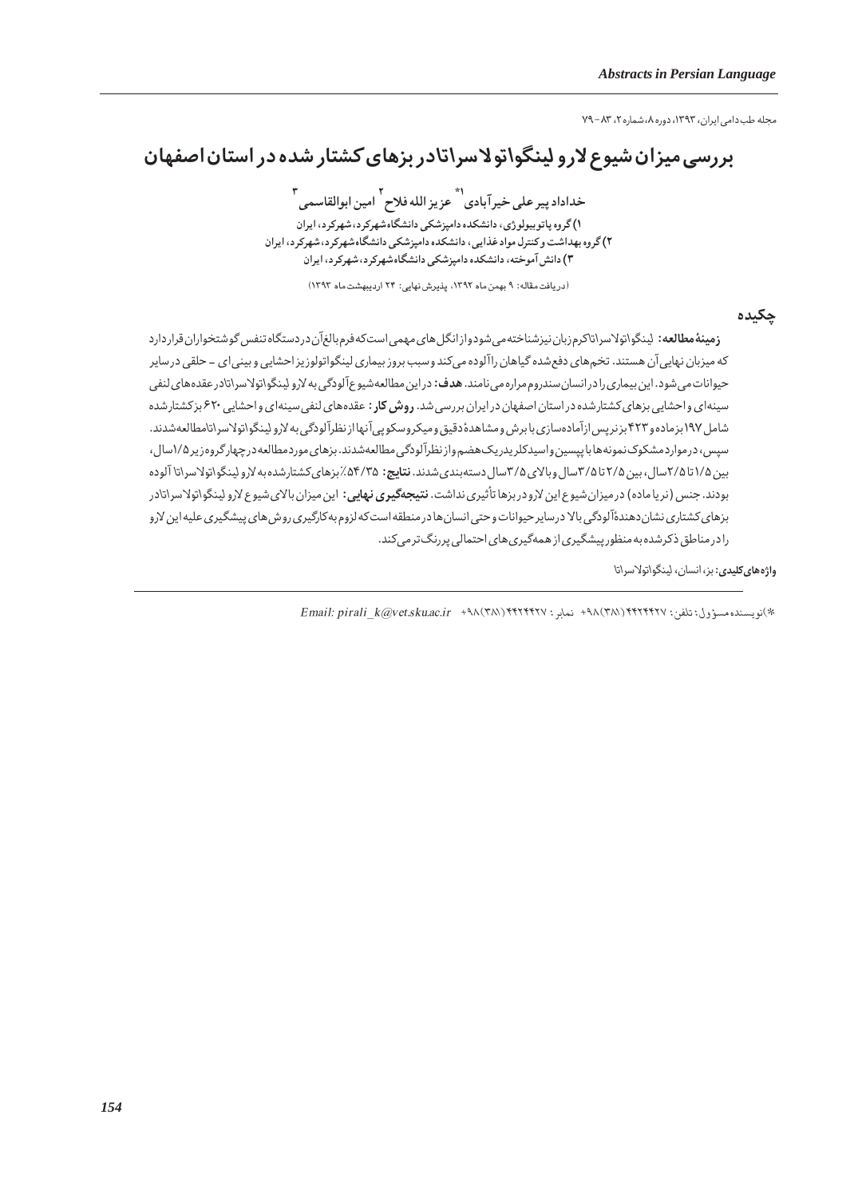# بررسی میزان شیوع لارو لینگواتولا سراتا در بزهای کشتار شده در استان اصفهان

خداداد پیرعلی خیرآبادی[1*] عزیز الله فلاح[2] امین ابوالقاسمی[3]

۱) گروه پاتوبیولوژی، دانشکده دامپزشکی دانشگاه شهرکرد، شهرکرد، ایران
۲) گروه بهداشت و کنترل مواد غذایی، دانشکده دامپزشکی دانشگاه شهرکرد، شهرکرد، ایران
۳) دانش آموخته، دانشکده دامپزشکی دانشگاه شهرکرد، شهرکرد، ایران

(دریافت مقاله: ۹ بهمن ماه ۱۳۹۲، پذیرش نهایی: ۲۴ اردیبهشت ماه ۱۳۹۳)

## چکیده

**زمینهٔ مطالعه:** لینگواتولا سراتا کرم زبان نیز شناخته می‌شود و از انگل‌های مهمی است که فرم بالغ آن در دستگاه تنفس گوشتخواران قرار دارد که میزبان نهایی آن هستند. تخم‌های دفع شده گیاهان را آلوده می‌کند و سبب بروز بیماری لینگواتولوزیز احشایی و بینی‌ای – حلقی در سایر حیوانات می‌شود. این بیماری را در انسان سندروم مراره می‌نامند. **هدف:** در این مطالعه شیوع آلودگی به لارو لینگواتولا سراتا در عقده‌های لنفی سینه‌ای و احشایی بزهای کشتار شده در استان اصفهان در ایران بررسی شد. **روش کار:** عقده‌های لنفی سینه‌ای و احشایی ۶۲۰ بز کشتار شده شامل ۱۹۷ بز ماده و ۴۲۳ بز نر پس از آماده‌سازی با برش و مشاهدهٔ دقیق و میکروسکوپی آنها از نظر آلودگی به لارو لینگواتولا سراتا مطالعه شدند. سپس، در موارد مشکوک نمونه‌ها با پپسین و اسید کلریدریک هضم و از نظر آلودگی مطالعه شدند. بزهای مورد مطالعه در چهار گروه زیر ۱/۵ سال، بین ۱/۵ تا ۲/۵ سال، بین ۲/۵ تا ۳/۵ سال و بالای ۳/۵ سال دسته‌بندی شدند. **نتایج:** ۵۴/۳۵٪ بزهای کشتار شده به لارو لینگواتولا سراتا آلوده بودند. جنس (نر یا ماده) در میزان شیوع این لارو در بزها تأثیری نداشت. **نتیجه‌گیری نهایی:** این میزان بالای شیوع لارو لینگواتولا سراتا در بزهای کشتاری نشان دهندهٔ آلودگی بالا در سایر حیوانات و حتی انسان‌ها در منطقه است که لزوم به کارگیری روش‌های پیشگیری علیه این لارو را در مناطق ذکر شده به منظور پیشگیری از همه‌گیری‌های احتمالی پررنگ‌تر می‌کند.

**واژه‌های کلیدی:** بز، انسان، لینگواتولا سراتا

*) نویسنده مسؤول: تلفن: ۴۴۲۴۴۲۷ (۳۸۱) ۹۸+ نمابر: ۴۴۲۴۴۲۷ (۳۸۱) ۹۸+ *Email: pirali_k@vet.sku.ac.ir*